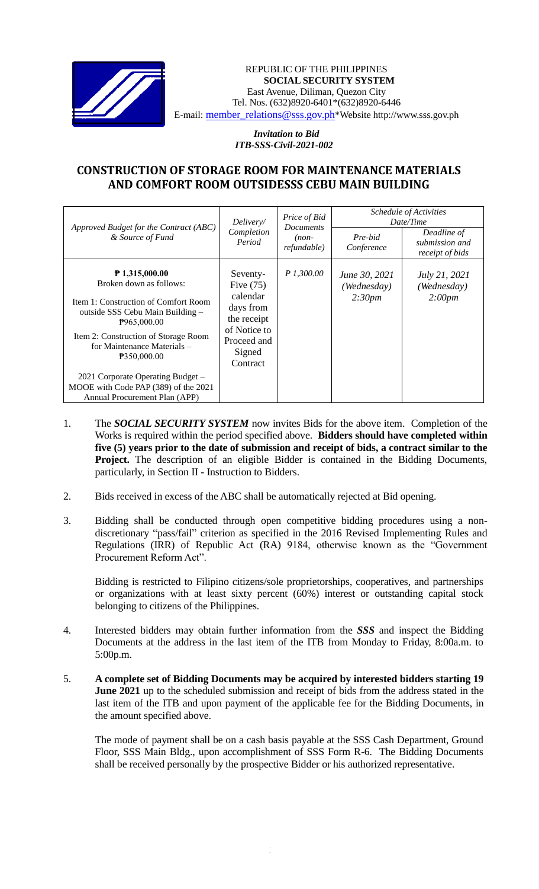REPUBLIC OF THE PHILIPPINES
**SOCIAL SECURITY SYSTEM**
East Avenue, Diliman, Quezon City
Tel. Nos. (632)8920-6401*(632)8920-6446
E-mail: member_relations@sss.gov.ph*Website http://www.sss.gov.ph

*Invitation to Bid*
*ITB-SSS-Civil-2021-002*

# CONSTRUCTION OF STORAGE ROOM FOR MAINTENANCE MATERIALS AND COMFORT ROOM OUTSIDESSS CEBU MAIN BUILDING

| *Approved Budget for the Contract (ABC) & Source of Fund* | *Delivery/ Completion Period* | *Price of Bid Documents (non-refundable)* | *Schedule of Activities Date/Time* | |
|---|---|---|---|---|
| | | | *Pre-bid Conference* | *Deadline of submission and receipt of bids* |
| **₱ 1,315,000.00**<br>Broken down as follows:<br>Item 1: Construction of Comfort Room outside SSS Cebu Main Building – ₱965,000.00<br>Item 2: Construction of Storage Room for Maintenance Materials – ₱350,000.00<br>2021 Corporate Operating Budget – MOOE with Code PAP (389) of the 2021 Annual Procurement Plan (APP) | Seventy-Five (75) calendar days from the receipt of Notice to Proceed and Signed Contract | *P 1,300.00* | *June 30, 2021 (Wednesday) 2:30pm* | *July 21, 2021 (Wednesday) 2:00pm* |

1. The ***SOCIAL SECURITY SYSTEM*** now invites Bids for the above item. Completion of the Works is required within the period specified above. **Bidders should have completed within five (5) years prior to the date of submission and receipt of bids, a contract similar to the Project.** The description of an eligible Bidder is contained in the Bidding Documents, particularly, in Section II - Instruction to Bidders.

2. Bids received in excess of the ABC shall be automatically rejected at Bid opening.

3. Bidding shall be conducted through open competitive bidding procedures using a non-discretionary "pass/fail" criterion as specified in the 2016 Revised Implementing Rules and Regulations (IRR) of Republic Act (RA) 9184, otherwise known as the "Government Procurement Reform Act".

   Bidding is restricted to Filipino citizens/sole proprietorships, cooperatives, and partnerships or organizations with at least sixty percent (60%) interest or outstanding capital stock belonging to citizens of the Philippines.

4. Interested bidders may obtain further information from the ***SSS*** and inspect the Bidding Documents at the address in the last item of the ITB from Monday to Friday, 8:00a.m. to 5:00p.m.

5. **A complete set of Bidding Documents may be acquired by interested bidders starting 19 June 2021** up to the scheduled submission and receipt of bids from the address stated in the last item of the ITB and upon payment of the applicable fee for the Bidding Documents, in the amount specified above.

   The mode of payment shall be on a cash basis payable at the SSS Cash Department, Ground Floor, SSS Main Bldg., upon accomplishment of SSS Form R-6. The Bidding Documents shall be received personally by the prospective Bidder or his authorized representative.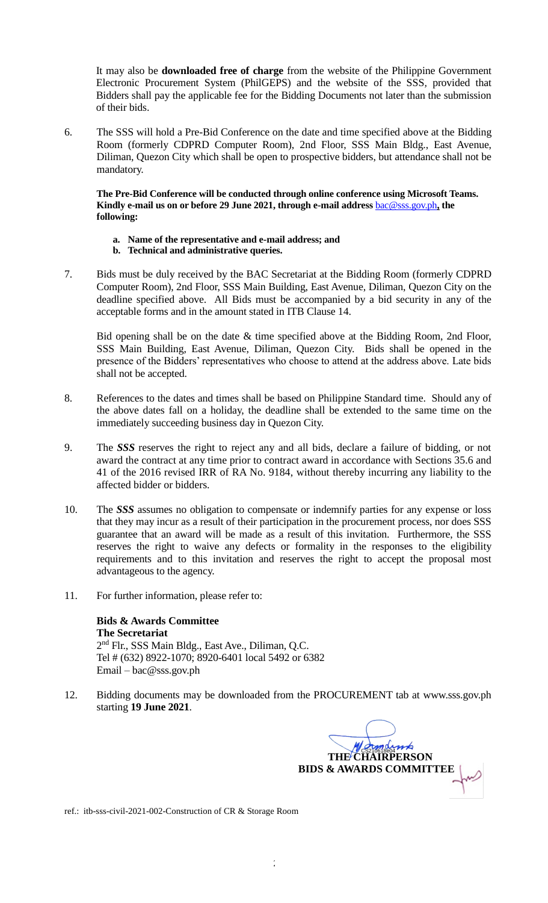It may also be **downloaded free of charge** from the website of the Philippine Government Electronic Procurement System (PhilGEPS) and the website of the SSS, provided that Bidders shall pay the applicable fee for the Bidding Documents not later than the submission of their bids.

6. The SSS will hold a Pre-Bid Conference on the date and time specified above at the Bidding Room (formerly CDPRD Computer Room), 2nd Floor, SSS Main Bldg., East Avenue, Diliman, Quezon City which shall be open to prospective bidders, but attendance shall not be mandatory.

   **The Pre-Bid Conference will be conducted through online conference using Microsoft Teams. Kindly e-mail us on or before 29 June 2021, through e-mail address bac@sss.gov.ph, the following:**

   **a. Name of the representative and e-mail address; and**
   **b. Technical and administrative queries.**

7. Bids must be duly received by the BAC Secretariat at the Bidding Room (formerly CDPRD Computer Room), 2nd Floor, SSS Main Building, East Avenue, Diliman, Quezon City on the deadline specified above. All Bids must be accompanied by a bid security in any of the acceptable forms and in the amount stated in ITB Clause 14.

   Bid opening shall be on the date & time specified above at the Bidding Room, 2nd Floor, SSS Main Building, East Avenue, Diliman, Quezon City. Bids shall be opened in the presence of the Bidders' representatives who choose to attend at the address above. Late bids shall not be accepted.

8. References to the dates and times shall be based on Philippine Standard time. Should any of the above dates fall on a holiday, the deadline shall be extended to the same time on the immediately succeeding business day in Quezon City.

9. The ***SSS*** reserves the right to reject any and all bids, declare a failure of bidding, or not award the contract at any time prior to contract award in accordance with Sections 35.6 and 41 of the 2016 revised IRR of RA No. 9184, without thereby incurring any liability to the affected bidder or bidders.

10. The ***SSS*** assumes no obligation to compensate or indemnify parties for any expense or loss that they may incur as a result of their participation in the procurement process, nor does SSS guarantee that an award will be made as a result of this invitation. Furthermore, the SSS reserves the right to waive any defects or formality in the responses to the eligibility requirements and to this invitation and reserves the right to accept the proposal most advantageous to the agency.

11. For further information, please refer to:

    **Bids & Awards Committee**
    **The Secretariat**
    2nd Flr., SSS Main Bldg., East Ave., Diliman, Q.C.
    Tel # (632) 8922-1070; 8920-6401 local 5492 or 6382
    Email – bac@sss.gov.ph

12. Bidding documents may be downloaded from the PROCUREMENT tab at www.sss.gov.ph starting **19 June 2021**.

**THE CHAIRPERSON**
**BIDS & AWARDS COMMITTEE**

ref.: itb-sss-civil-2021-002-Construction of CR & Storage Room